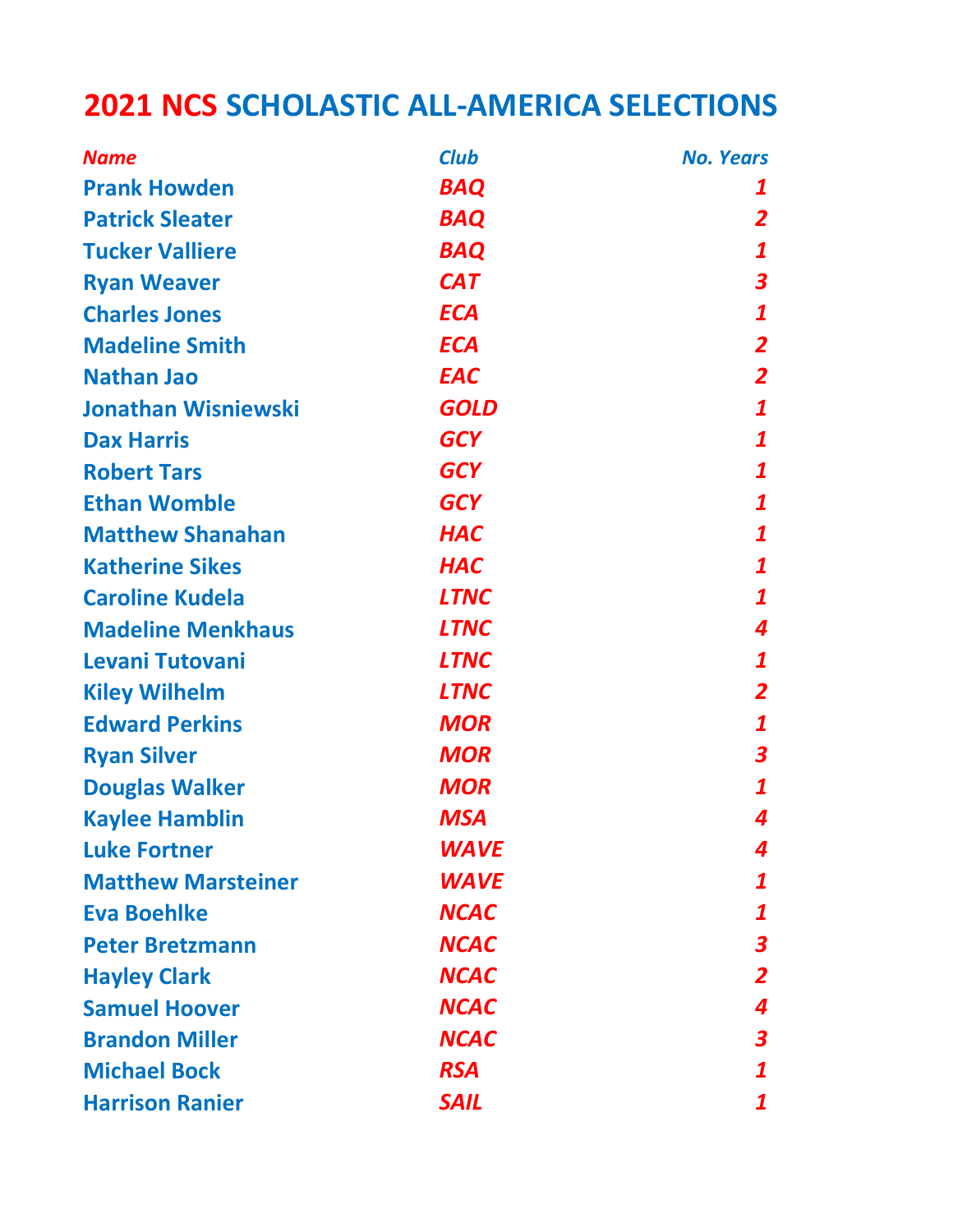# 2021 NCS SCHOLASTIC ALL-AMERICA SELECTIONS

| *Name* | *Club* | *No. Years* |
|---|---|---|
| **Prank Howden** | ***BAQ*** | ***1*** |
| **Patrick Sleater** | ***BAQ*** | ***2*** |
| **Tucker Valliere** | ***BAQ*** | ***1*** |
| **Ryan Weaver** | ***CAT*** | ***3*** |
| **Charles Jones** | ***ECA*** | ***1*** |
| **Madeline Smith** | ***ECA*** | ***2*** |
| **Nathan Jao** | ***EAC*** | ***2*** |
| **Jonathan Wisniewski** | ***GOLD*** | ***1*** |
| **Dax Harris** | ***GCY*** | ***1*** |
| **Robert Tars** | ***GCY*** | ***1*** |
| **Ethan Womble** | ***GCY*** | ***1*** |
| **Matthew Shanahan** | ***HAC*** | ***1*** |
| **Katherine Sikes** | ***HAC*** | ***1*** |
| **Caroline Kudela** | ***LTNC*** | ***1*** |
| **Madeline Menkhaus** | ***LTNC*** | ***4*** |
| **Levani Tutovani** | ***LTNC*** | ***1*** |
| **Kiley Wilhelm** | ***LTNC*** | ***2*** |
| **Edward Perkins** | ***MOR*** | ***1*** |
| **Ryan Silver** | ***MOR*** | ***3*** |
| **Douglas Walker** | ***MOR*** | ***1*** |
| **Kaylee Hamblin** | ***MSA*** | ***4*** |
| **Luke Fortner** | ***WAVE*** | ***4*** |
| **Matthew Marsteiner** | ***WAVE*** | ***1*** |
| **Eva Boehlke** | ***NCAC*** | ***1*** |
| **Peter Bretzmann** | ***NCAC*** | ***3*** |
| **Hayley Clark** | ***NCAC*** | ***2*** |
| **Samuel Hoover** | ***NCAC*** | ***4*** |
| **Brandon Miller** | ***NCAC*** | ***3*** |
| **Michael Bock** | ***RSA*** | ***1*** |
| **Harrison Ranier** | ***SAIL*** | ***1*** |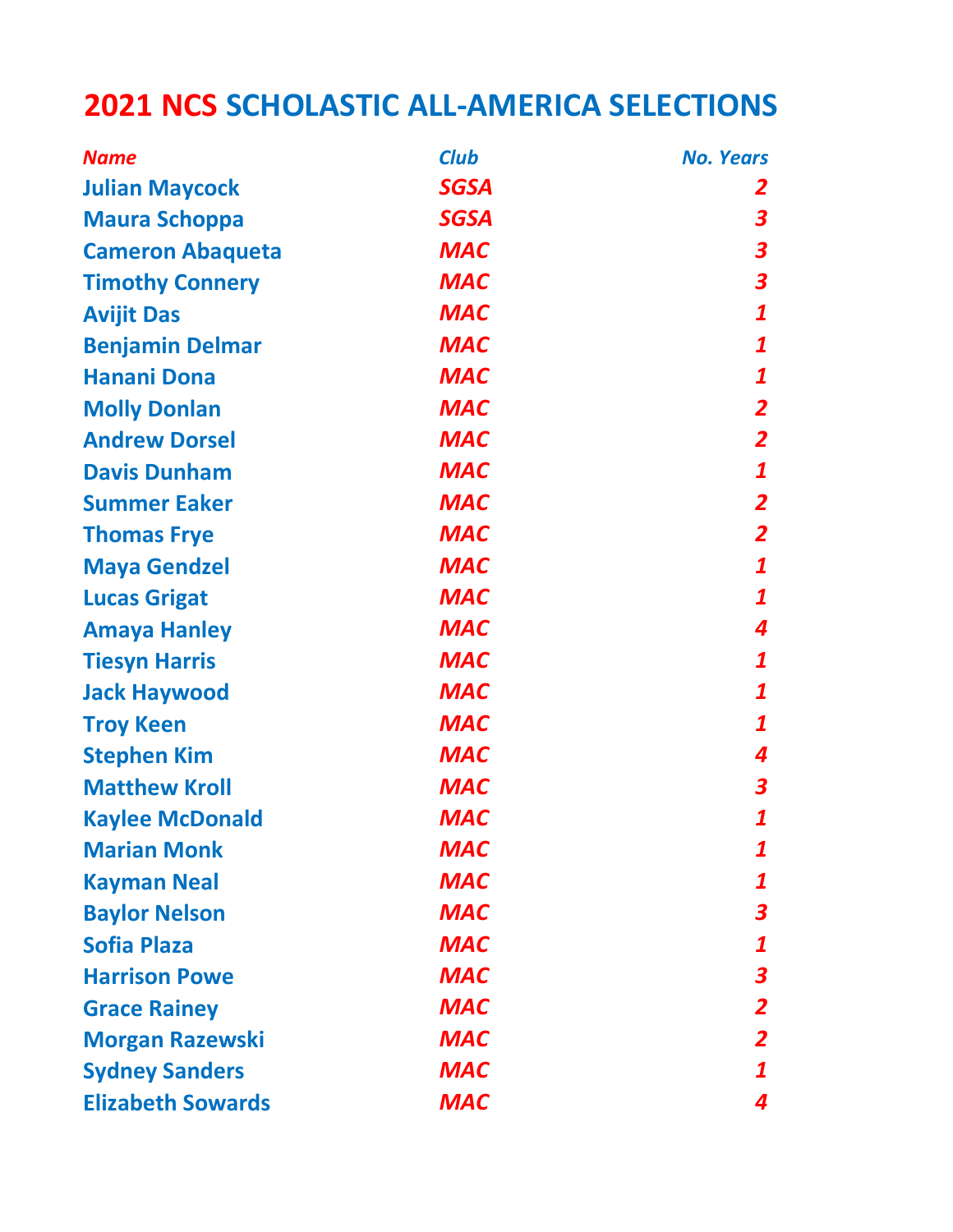# 2021 NCS SCHOLASTIC ALL-AMERICA SELECTIONS

| *Name* | *Club* | *No. Years* |
|---|---|---|
| **Julian Maycock** | ***SGSA*** | ***2*** |
| **Maura Schoppa** | ***SGSA*** | ***3*** |
| **Cameron Abaqueta** | ***MAC*** | ***3*** |
| **Timothy Connery** | ***MAC*** | ***3*** |
| **Avijit Das** | ***MAC*** | ***1*** |
| **Benjamin Delmar** | ***MAC*** | ***1*** |
| **Hanani Dona** | ***MAC*** | ***1*** |
| **Molly Donlan** | ***MAC*** | ***2*** |
| **Andrew Dorsel** | ***MAC*** | ***2*** |
| **Davis Dunham** | ***MAC*** | ***1*** |
| **Summer Eaker** | ***MAC*** | ***2*** |
| **Thomas Frye** | ***MAC*** | ***2*** |
| **Maya Gendzel** | ***MAC*** | ***1*** |
| **Lucas Grigat** | ***MAC*** | ***1*** |
| **Amaya Hanley** | ***MAC*** | ***4*** |
| **Tiesyn Harris** | ***MAC*** | ***1*** |
| **Jack Haywood** | ***MAC*** | ***1*** |
| **Troy Keen** | ***MAC*** | ***1*** |
| **Stephen Kim** | ***MAC*** | ***4*** |
| **Matthew Kroll** | ***MAC*** | ***3*** |
| **Kaylee McDonald** | ***MAC*** | ***1*** |
| **Marian Monk** | ***MAC*** | ***1*** |
| **Kayman Neal** | ***MAC*** | ***1*** |
| **Baylor Nelson** | ***MAC*** | ***3*** |
| **Sofia Plaza** | ***MAC*** | ***1*** |
| **Harrison Powe** | ***MAC*** | ***3*** |
| **Grace Rainey** | ***MAC*** | ***2*** |
| **Morgan Razewski** | ***MAC*** | ***2*** |
| **Sydney Sanders** | ***MAC*** | ***1*** |
| **Elizabeth Sowards** | ***MAC*** | ***4*** |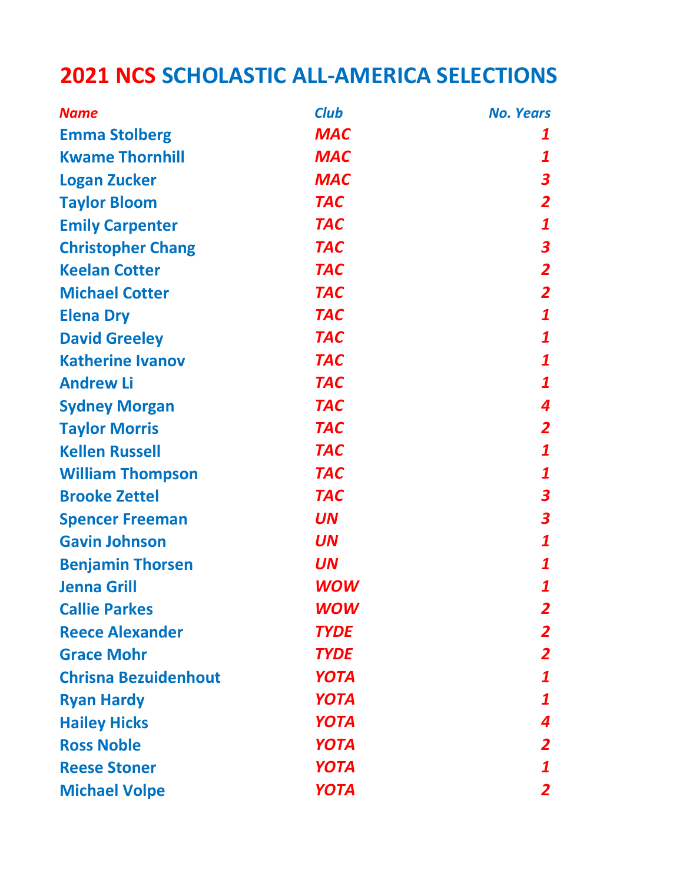# 2021 NCS SCHOLASTIC ALL-AMERICA SELECTIONS

| *Name* | *Club* | *No. Years* |
|---|---|---|
| **Emma Stolberg** | ***MAC*** | ***1*** |
| **Kwame Thornhill** | ***MAC*** | ***1*** |
| **Logan Zucker** | ***MAC*** | ***3*** |
| **Taylor Bloom** | ***TAC*** | ***2*** |
| **Emily Carpenter** | ***TAC*** | ***1*** |
| **Christopher Chang** | ***TAC*** | ***3*** |
| **Keelan Cotter** | ***TAC*** | ***2*** |
| **Michael Cotter** | ***TAC*** | ***2*** |
| **Elena Dry** | ***TAC*** | ***1*** |
| **David Greeley** | ***TAC*** | ***1*** |
| **Katherine Ivanov** | ***TAC*** | ***1*** |
| **Andrew Li** | ***TAC*** | ***1*** |
| **Sydney Morgan** | ***TAC*** | ***4*** |
| **Taylor Morris** | ***TAC*** | ***2*** |
| **Kellen Russell** | ***TAC*** | ***1*** |
| **William Thompson** | ***TAC*** | ***1*** |
| **Brooke Zettel** | ***TAC*** | ***3*** |
| **Spencer Freeman** | ***UN*** | ***3*** |
| **Gavin Johnson** | ***UN*** | ***1*** |
| **Benjamin Thorsen** | ***UN*** | ***1*** |
| **Jenna Grill** | ***WOW*** | ***1*** |
| **Callie Parkes** | ***WOW*** | ***2*** |
| **Reece Alexander** | ***TYDE*** | ***2*** |
| **Grace Mohr** | ***TYDE*** | ***2*** |
| **Chrisna Bezuidenhout** | ***YOTA*** | ***1*** |
| **Ryan Hardy** | ***YOTA*** | ***1*** |
| **Hailey Hicks** | ***YOTA*** | ***4*** |
| **Ross Noble** | ***YOTA*** | ***2*** |
| **Reese Stoner** | ***YOTA*** | ***1*** |
| **Michael Volpe** | ***YOTA*** | ***2*** |